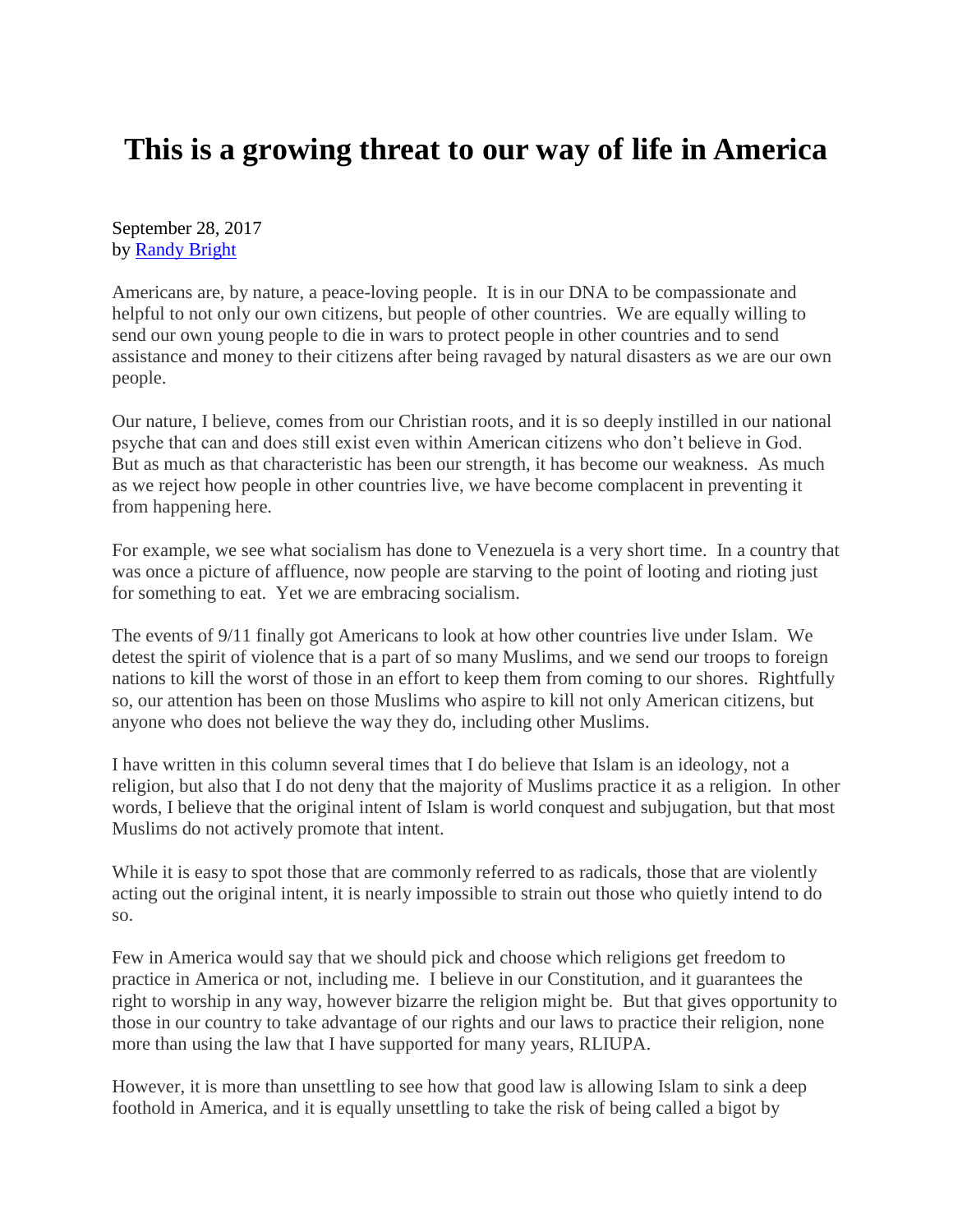# This is a growing threat to our way of life in America

September 28, 2017
by [Randy Bright]

Americans are, by nature, a peace-loving people. It is in our DNA to be compassionate and helpful to not only our own citizens, but people of other countries. We are equally willing to send our own young people to die in wars to protect people in other countries and to send assistance and money to their citizens after being ravaged by natural disasters as we are our own people.

Our nature, I believe, comes from our Christian roots, and it is so deeply instilled in our national psyche that can and does still exist even within American citizens who don't believe in God. But as much as that characteristic has been our strength, it has become our weakness. As much as we reject how people in other countries live, we have become complacent in preventing it from happening here.

For example, we see what socialism has done to Venezuela is a very short time. In a country that was once a picture of affluence, now people are starving to the point of looting and rioting just for something to eat. Yet we are embracing socialism.

The events of 9/11 finally got Americans to look at how other countries live under Islam. We detest the spirit of violence that is a part of so many Muslims, and we send our troops to foreign nations to kill the worst of those in an effort to keep them from coming to our shores. Rightfully so, our attention has been on those Muslims who aspire to kill not only American citizens, but anyone who does not believe the way they do, including other Muslims.

I have written in this column several times that I do believe that Islam is an ideology, not a religion, but also that I do not deny that the majority of Muslims practice it as a religion. In other words, I believe that the original intent of Islam is world conquest and subjugation, but that most Muslims do not actively promote that intent.

While it is easy to spot those that are commonly referred to as radicals, those that are violently acting out the original intent, it is nearly impossible to strain out those who quietly intend to do so.

Few in America would say that we should pick and choose which religions get freedom to practice in America or not, including me. I believe in our Constitution, and it guarantees the right to worship in any way, however bizarre the religion might be. But that gives opportunity to those in our country to take advantage of our rights and our laws to practice their religion, none more than using the law that I have supported for many years, RLIUPA.

However, it is more than unsettling to see how that good law is allowing Islam to sink a deep foothold in America, and it is equally unsettling to take the risk of being called a bigot by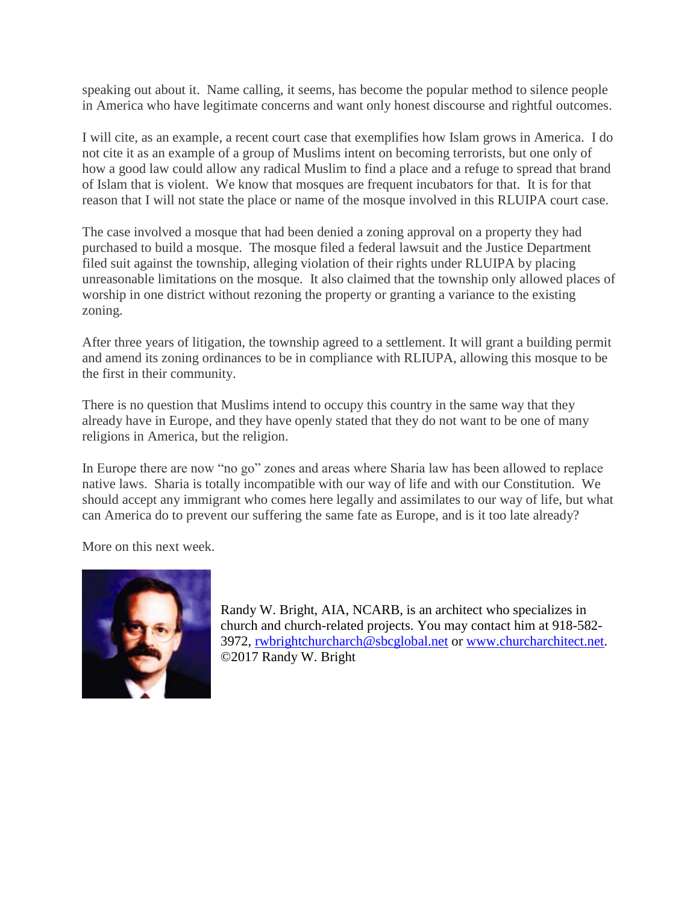speaking out about it. Name calling, it seems, has become the popular method to silence people in America who have legitimate concerns and want only honest discourse and rightful outcomes.

I will cite, as an example, a recent court case that exemplifies how Islam grows in America. I do not cite it as an example of a group of Muslims intent on becoming terrorists, but one only of how a good law could allow any radical Muslim to find a place and a refuge to spread that brand of Islam that is violent. We know that mosques are frequent incubators for that. It is for that reason that I will not state the place or name of the mosque involved in this RLUIPA court case.

The case involved a mosque that had been denied a zoning approval on a property they had purchased to build a mosque. The mosque filed a federal lawsuit and the Justice Department filed suit against the township, alleging violation of their rights under RLUIPA by placing unreasonable limitations on the mosque. It also claimed that the township only allowed places of worship in one district without rezoning the property or granting a variance to the existing zoning.

After three years of litigation, the township agreed to a settlement. It will grant a building permit and amend its zoning ordinances to be in compliance with RLIUPA, allowing this mosque to be the first in their community.

There is no question that Muslims intend to occupy this country in the same way that they already have in Europe, and they have openly stated that they do not want to be one of many religions in America, but the religion.

In Europe there are now "no go" zones and areas where Sharia law has been allowed to replace native laws. Sharia is totally incompatible with our way of life and with our Constitution. We should accept any immigrant who comes here legally and assimilates to our way of life, but what can America do to prevent our suffering the same fate as Europe, and is it too late already?

More on this next week.

Randy W. Bright, AIA, NCARB, is an architect who specializes in church and church-related projects. You may contact him at 918-582-3972, rwbrightchurcharch@sbcglobal.net or www.churcharchitect.net. ©2017 Randy W. Bright